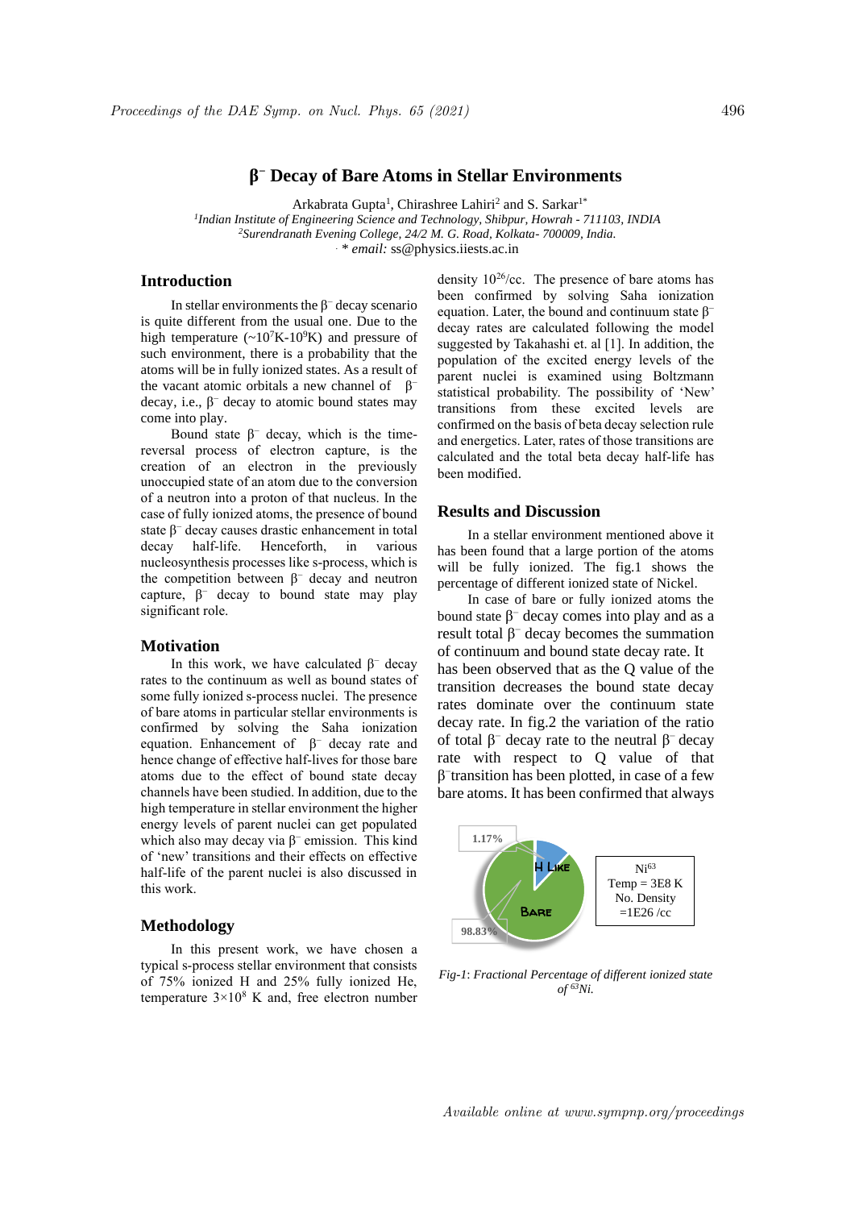# $\beta^-$ Decay of Bare Atoms in Stellar Environments

Arkabrata Gupta[1], Chirashree Lahiri[2] and S. Sarkar[1*]

[1]*Indian Institute of Engineering Science and Technology, Shibpur, Howrah - 711103, INDIA*
[2]*Surendranath Evening College, 24/2 M. G. Road, Kolkata- 700009, India.*
*\* email:* ss@physics.iiests.ac.in

## Introduction

In stellar environments the $\beta^-$ decay scenario is quite different from the usual one. Due to the high temperature (~$10^7$K-$10^9$K) and pressure of such environment, there is a probability that the atoms will be in fully ionized states. As a result of the vacant atomic orbitals a new channel of $\beta^-$ decay, i.e., $\beta^-$ decay to atomic bound states may come into play.

Bound state $\beta^-$ decay, which is the time-reversal process of electron capture, is the creation of an electron in the previously unoccupied state of an atom due to the conversion of a neutron into a proton of that nucleus. In the case of fully ionized atoms, the presence of bound state $\beta^-$ decay causes drastic enhancement in total decay half-life. Henceforth, in various nucleosynthesis processes like s-process, which is the competition between $\beta^-$ decay and neutron capture, $\beta^-$ decay to bound state may play significant role.

## Motivation

In this work, we have calculated $\beta^-$ decay rates to the continuum as well as bound states of some fully ionized s-process nuclei. The presence of bare atoms in particular stellar environments is confirmed by solving the Saha ionization equation. Enhancement of $\beta^-$ decay rate and hence change of effective half-lives for those bare atoms due to the effect of bound state decay channels have been studied. In addition, due to the high temperature in stellar environment the higher energy levels of parent nuclei can get populated which also may decay via $\beta^-$ emission. This kind of 'new' transitions and their effects on effective half-life of the parent nuclei is also discussed in this work.

## Methodology

In this present work, we have chosen a typical s-process stellar environment that consists of 75% ionized H and 25% fully ionized He, temperature $3\times10^8$ K and, free electron number density $10^{26}$/cc. The presence of bare atoms has been confirmed by solving Saha ionization equation. Later, the bound and continuum state $\beta^-$ decay rates are calculated following the model suggested by Takahashi et. al [1]. In addition, the population of the excited energy levels of the parent nuclei is examined using Boltzmann statistical probability. The possibility of 'New' transitions from these excited levels are confirmed on the basis of beta decay selection rule and energetics. Later, rates of those transitions are calculated and the total beta decay half-life has been modified.

## Results and Discussion

In a stellar environment mentioned above it has been found that a large portion of the atoms will be fully ionized. The fig.1 shows the percentage of different ionized state of Nickel.

In case of bare or fully ionized atoms the bound state $\beta^-$ decay comes into play and as a result total $\beta^-$ decay becomes the summation of continuum and bound state decay rate. It has been observed that as the Q value of the transition decreases the bound state decay rates dominate over the continuum state decay rate. In fig.2 the variation of the ratio of total $\beta^-$ decay rate to the neutral $\beta^-$ decay rate with respect to Q value of that $\beta^-$transition has been plotted, in case of a few bare atoms. It has been confirmed that always

| |
|---|
| $Ni^{63}$ |
| Temp = 3E8 K |
| No. Density =1E26 /cc |

H Like 1.17%, Bare 98.83%

*Fig-1: Fractional Percentage of different ionized state of $^{63}$Ni.*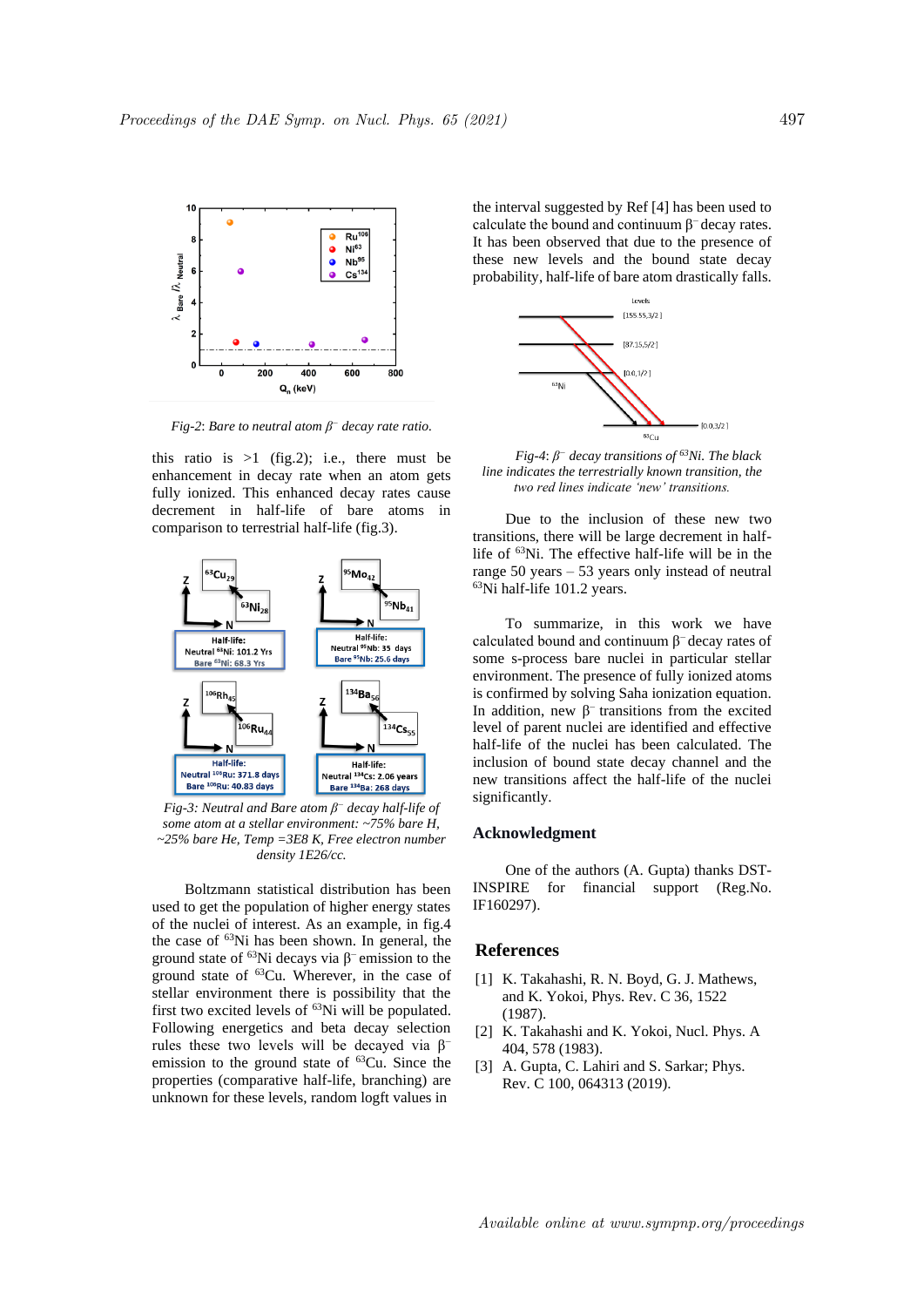10

8

6

4

2

0

0 200 400 600 800

$Q_n$ (keV)

$\lambda_{Bare} / \lambda_{Neutral}$

Ru[106]
Ni[63]
Nb[95]
Cs[134]

*Fig-2*: *Bare to neutral atom $\beta^-$ decay rate ratio.*

this ratio is >1 (fig.2); i.e., there must be enhancement in decay rate when an atom gets fully ionized. This enhanced decay rates cause decrement in half-life of bare atoms in comparison to terrestrial half-life (fig.3).

$^{63}Cu_{29}$ $^{63}Ni_{28}$ Z N
Half-life:
Neutral $^{63}$Ni: 101.2 Yrs
Bare $^{63}$Ni: 68.3 Yrs

$^{95}Mo_{42}$ $^{95}Nb_{41}$ Z N
Half-life:
Neutral $^{95}$Nb: 35 days
Bare $^{95}$Nb: 25.6 days

$^{106}Rh_{45}$ $^{106}Ru_{44}$ Z N
Half-life:
Neutral $^{106}$Ru: 371.8 days
Bare $^{106}$Ru: 40.83 days

$^{134}Ba_{56}$ $^{134}Cs_{55}$ Z N
Half-life:
Neutral $^{134}$Cs: 2.06 years
Bare $^{134}$Ba: 268 days

*Fig-3: Neutral and Bare atom $\beta^-$ decay half-life of some atom at a stellar environment: ~75% bare H, ~25% bare He, Temp =3E8 K, Free electron number density 1E26/cc.*

Boltzmann statistical distribution has been used to get the population of higher energy states of the nuclei of interest. As an example, in fig.4 the case of $^{63}$Ni has been shown. In general, the ground state of $^{63}$Ni decays via $\beta^-$ emission to the ground state of $^{63}$Cu. Wherever, in the case of stellar environment there is possibility that the first two excited levels of $^{63}$Ni will be populated. Following energetics and beta decay selection rules these two levels will be decayed via $\beta^-$ emission to the ground state of $^{63}$Cu. Since the properties (comparative half-life, branching) are unknown for these levels, random logft values in the interval suggested by Ref [4] has been used to calculate the bound and continuum $\beta^-$ decay rates. It has been observed that due to the presence of these new levels and the bound state decay probability, half-life of bare atom drastically falls.

Levels

[155.55,3/2 ]

[87.15,5/2]

[0.0,1/2 ]

$^{63}$Ni

[0.0,3/2 ]

$^{63}$Cu

*Fig-4*: *$\beta^-$ decay transitions of $^{63}$Ni. The black line indicates the terrestrially known transition, the two red lines indicate 'new' transitions.*

Due to the inclusion of these new two transitions, there will be large decrement in half-life of $^{63}$Ni. The effective half-life will be in the range 50 years – 53 years only instead of neutral $^{63}$Ni half-life 101.2 years.

To summarize, in this work we have calculated bound and continuum $\beta^-$ decay rates of some s-process bare nuclei in particular stellar environment. The presence of fully ionized atoms is confirmed by solving Saha ionization equation. In addition, new $\beta^-$ transitions from the excited level of parent nuclei are identified and effective half-life of the nuclei has been calculated. The inclusion of bound state decay channel and the new transitions affect the half-life of the nuclei significantly.

## Acknowledgment

One of the authors (A. Gupta) thanks DST-INSPIRE for financial support (Reg.No. IF160297).

## References

[1] K. Takahashi, R. N. Boyd, G. J. Mathews, and K. Yokoi, Phys. Rev. C 36, 1522 (1987).

[2] K. Takahashi and K. Yokoi, Nucl. Phys. A 404, 578 (1983).

[3] A. Gupta, C. Lahiri and S. Sarkar; Phys. Rev. C 100, 064313 (2019).